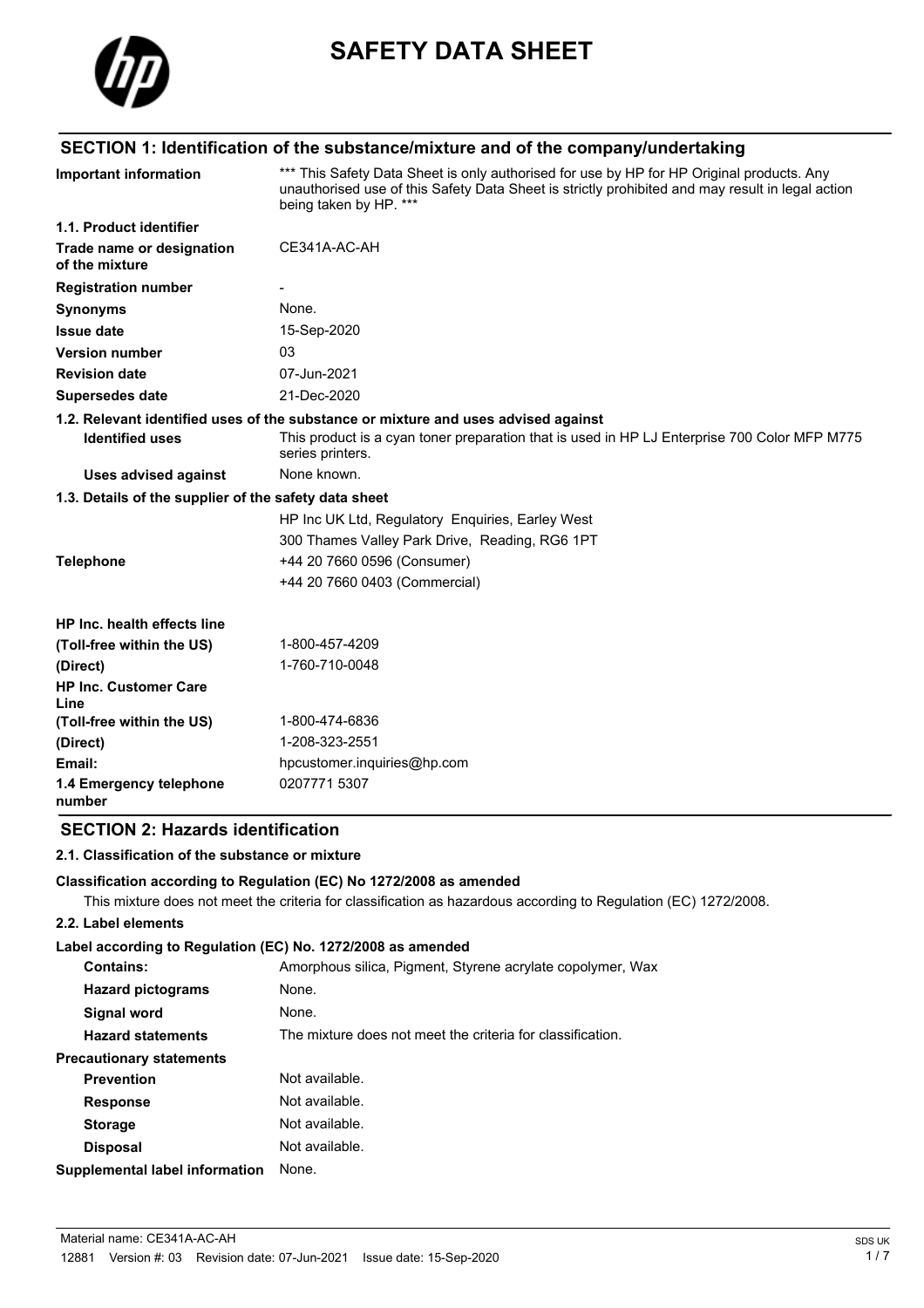# SAFETY DATA SHEET

## SECTION 1: Identification of the substance/mixture and of the company/undertaking

| | |
|---|---|
| **Important information** | *** This Safety Data Sheet is only authorised for use by HP for HP Original products. Any unauthorised use of this Safety Data Sheet is strictly prohibited and may result in legal action being taken by HP. *** |
| **1.1. Product identifier** | |
| **Trade name or designation of the mixture** | CE341A-AC-AH |
| **Registration number** | - |
| **Synonyms** | None. |
| **Issue date** | 15-Sep-2020 |
| **Version number** | 03 |
| **Revision date** | 07-Jun-2021 |
| **Supersedes date** | 21-Dec-2020 |

**1.2. Relevant identified uses of the substance or mixture and uses advised against**

| | |
|---|---|
| **Identified uses** | This product is a cyan toner preparation that is used in HP LJ Enterprise 700 Color MFP M775 series printers. |
| **Uses advised against** | None known. |

**1.3. Details of the supplier of the safety data sheet**

| | |
|---|---|
| | HP Inc UK Ltd, Regulatory Enquiries, Earley West |
| | 300 Thames Valley Park Drive, Reading, RG6 1PT |
| **Telephone** | +44 20 7660 0596 (Consumer) |
| | +44 20 7660 0403 (Commercial) |
| **HP Inc. health effects line** | |
| **(Toll-free within the US)** | 1-800-457-4209 |
| **(Direct)** | 1-760-710-0048 |
| **HP Inc. Customer Care Line** | |
| **(Toll-free within the US)** | 1-800-474-6836 |
| **(Direct)** | 1-208-323-2551 |
| **Email:** | hpcustomer.inquiries@hp.com |
| **1.4 Emergency telephone number** | 0207771 5307 |

## SECTION 2: Hazards identification

**2.1. Classification of the substance or mixture**

**Classification according to Regulation (EC) No 1272/2008 as amended**

This mixture does not meet the criteria for classification as hazardous according to Regulation (EC) 1272/2008.

**2.2. Label elements**

**Label according to Regulation (EC) No. 1272/2008 as amended**

| | |
|---|---|
| **Contains:** | Amorphous silica, Pigment, Styrene acrylate copolymer, Wax |
| **Hazard pictograms** | None. |
| **Signal word** | None. |
| **Hazard statements** | The mixture does not meet the criteria for classification. |
| **Precautionary statements** | |
| **Prevention** | Not available. |
| **Response** | Not available. |
| **Storage** | Not available. |
| **Disposal** | Not available. |
| **Supplemental label information** | None. |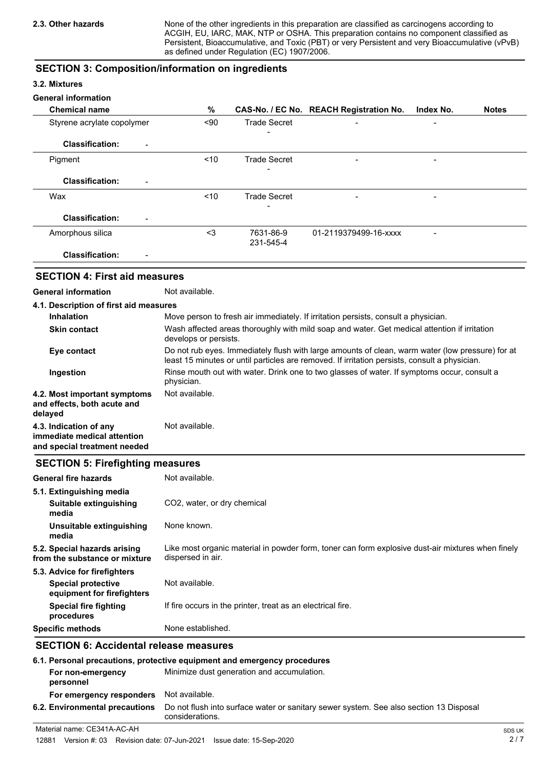**2.3. Other hazards** None of the other ingredients in this preparation are classified as carcinogens according to ACGIH, EU, IARC, MAK, NTP or OSHA. This preparation contains no component classified as Persistent, Bioaccumulative, and Toxic (PBT) or very Persistent and very Bioaccumulative (vPvB) as defined under Regulation (EC) 1907/2006.

## SECTION 3: Composition/information on ingredients

### 3.2. Mixtures

**General information**

| Chemical name | % | CAS-No. / EC No. | REACH Registration No. | Index No. | Notes |
|---|---|---|---|---|---|
| Styrene acrylate copolymer | <90 | Trade Secret<br>- | - | - | |
| **Classification:** - | | | | | |
| Pigment | <10 | Trade Secret<br>- | - | - | |
| **Classification:** - | | | | | |
| Wax | <10 | Trade Secret<br>- | - | - | |
| **Classification:** - | | | | | |
| Amorphous silica | <3 | 7631-86-9<br>231-545-4 | 01-2119379499-16-xxxx | - | |
| **Classification:** - | | | | | |

## SECTION 4: First aid measures

**General information** Not available.

**4.1. Description of first aid measures**

**Inhalation** Move person to fresh air immediately. If irritation persists, consult a physician.

**Skin contact** Wash affected areas thoroughly with mild soap and water. Get medical attention if irritation develops or persists.

**Eye contact** Do not rub eyes. Immediately flush with large amounts of clean, warm water (low pressure) for at least 15 minutes or until particles are removed. If irritation persists, consult a physician.

**Ingestion** Rinse mouth out with water. Drink one to two glasses of water. If symptoms occur, consult a physician.

**4.2. Most important symptoms and effects, both acute and delayed** Not available.

**4.3. Indication of any immediate medical attention and special treatment needed** Not available.

## SECTION 5: Firefighting measures

**General fire hazards** Not available.

**5.1. Extinguishing media**

**Suitable extinguishing media** $CO_2$, water, or dry chemical

**Unsuitable extinguishing media** None known.

**5.2. Special hazards arising from the substance or mixture** Like most organic material in powder form, toner can form explosive dust-air mixtures when finely dispersed in air.

**5.3. Advice for firefighters**

**Special protective equipment for firefighters** Not available.

**Special fire fighting procedures** If fire occurs in the printer, treat as an electrical fire.

**Specific methods** None established.

## SECTION 6: Accidental release measures

**6.1. Personal precautions, protective equipment and emergency procedures**

**For non-emergency personnel** Minimize dust generation and accumulation.

**For emergency responders** Not available.

**6.2. Environmental precautions** Do not flush into surface water or sanitary sewer system. See also section 13 Disposal considerations.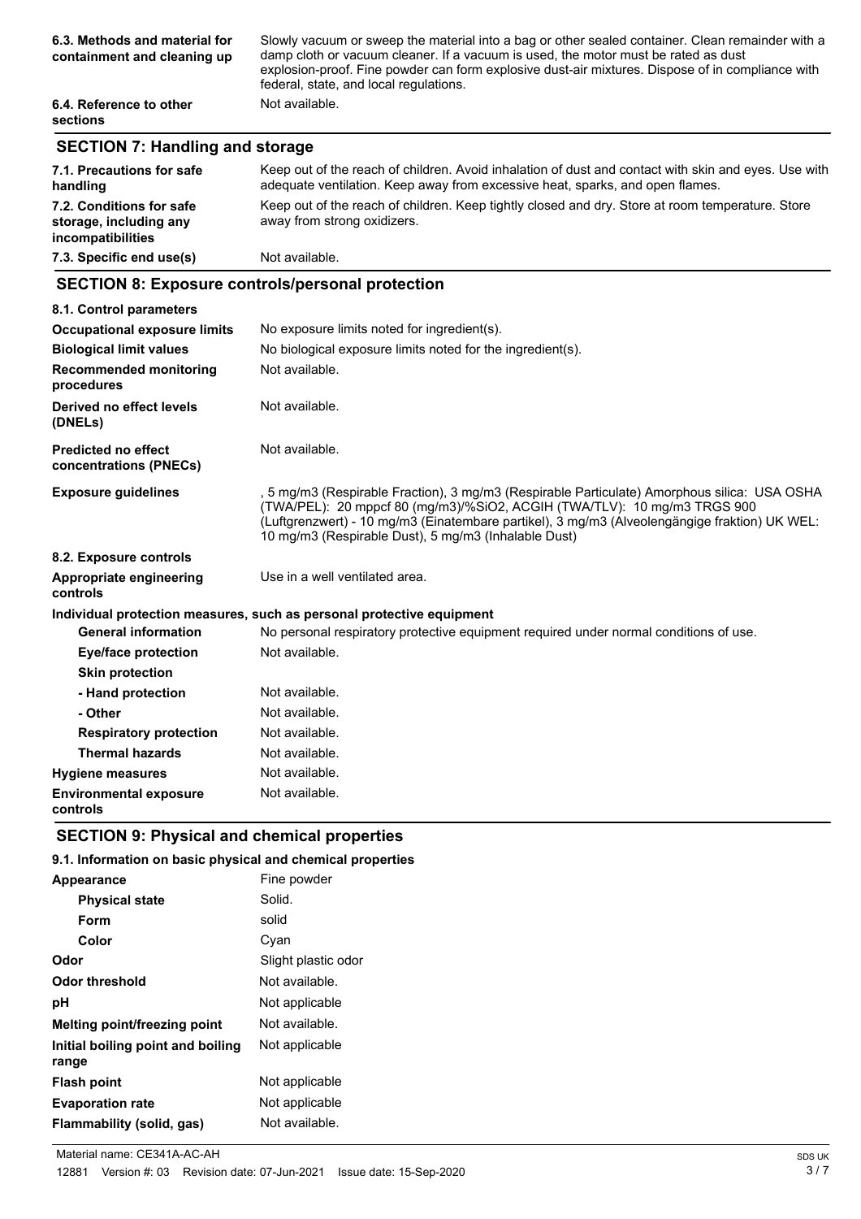| | |
|---|---|
| **6.3. Methods and material for containment and cleaning up** | Slowly vacuum or sweep the material into a bag or other sealed container. Clean remainder with a damp cloth or vacuum cleaner. If a vacuum is used, the motor must be rated as dust explosion-proof. Fine powder can form explosive dust-air mixtures. Dispose of in compliance with federal, state, and local regulations. |
| **6.4. Reference to other sections** | Not available. |

## SECTION 7: Handling and storage

| | |
|---|---|
| **7.1. Precautions for safe handling** | Keep out of the reach of children. Avoid inhalation of dust and contact with skin and eyes. Use with adequate ventilation. Keep away from excessive heat, sparks, and open flames. |
| **7.2. Conditions for safe storage, including any incompatibilities** | Keep out of the reach of children. Keep tightly closed and dry. Store at room temperature. Store away from strong oxidizers. |
| **7.3. Specific end use(s)** | Not available. |

## SECTION 8: Exposure controls/personal protection

| | |
|---|---|
| **8.1. Control parameters** | |
| **Occupational exposure limits** | No exposure limits noted for ingredient(s). |
| **Biological limit values** | No biological exposure limits noted for the ingredient(s). |
| **Recommended monitoring procedures** | Not available. |
| **Derived no effect levels (DNELs)** | Not available. |
| **Predicted no effect concentrations (PNECs)** | Not available. |
| **Exposure guidelines** | , 5 mg/m3 (Respirable Fraction), 3 mg/m3 (Respirable Particulate) Amorphous silica: USA OSHA (TWA/PEL): 20 mppcf 80 (mg/m3)/%SiO2, ACGIH (TWA/TLV): 10 mg/m3 TRGS 900 (Luftgrenzwert) - 10 mg/m3 (Einatembare partikel), 3 mg/m3 (Alveolengängige fraktion) UK WEL: 10 mg/m3 (Respirable Dust), 5 mg/m3 (Inhalable Dust) |
| **8.2. Exposure controls** | |
| **Appropriate engineering controls** | Use in a well ventilated area. |
| **Individual protection measures, such as personal protective equipment** | |
| **General information** | No personal respiratory protective equipment required under normal conditions of use. |
| **Eye/face protection** | Not available. |
| **Skin protection** | |
| **- Hand protection** | Not available. |
| **- Other** | Not available. |
| **Respiratory protection** | Not available. |
| **Thermal hazards** | Not available. |
| **Hygiene measures** | Not available. |
| **Environmental exposure controls** | Not available. |

## SECTION 9: Physical and chemical properties

**9.1. Information on basic physical and chemical properties**

| | |
|---|---|
| **Appearance** | Fine powder |
| **Physical state** | Solid. |
| **Form** | solid |
| **Color** | Cyan |
| **Odor** | Slight plastic odor |
| **Odor threshold** | Not available. |
| **pH** | Not applicable |
| **Melting point/freezing point** | Not available. |
| **Initial boiling point and boiling range** | Not applicable |
| **Flash point** | Not applicable |
| **Evaporation rate** | Not applicable |
| **Flammability (solid, gas)** | Not available. |

Material name: CE341A-AC-AH

12881 Version #: 03 Revision date: 07-Jun-2021 Issue date: 15-Sep-2020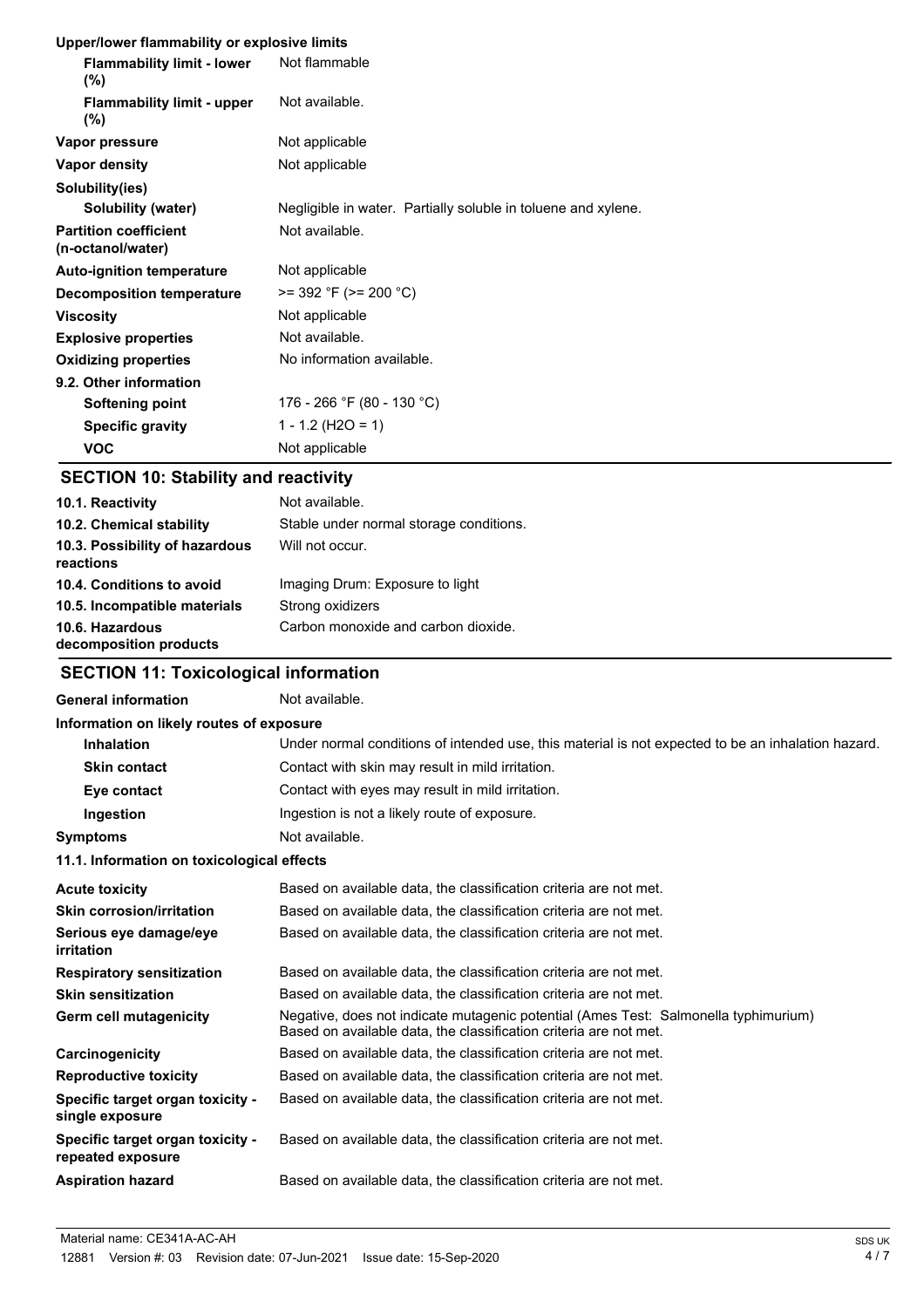**Upper/lower flammability or explosive limits**

| | |
|---|---|
| **Flammability limit - lower (%)** | Not flammable |
| **Flammability limit - upper (%)** | Not available. |
| **Vapor pressure** | Not applicable |
| **Vapor density** | Not applicable |
| **Solubility(ies)** | |
| **Solubility (water)** | Negligible in water. Partially soluble in toluene and xylene. |
| **Partition coefficient (n-octanol/water)** | Not available. |
| **Auto-ignition temperature** | Not applicable |
| **Decomposition temperature** | >= 392 °F (>= 200 °C) |
| **Viscosity** | Not applicable |
| **Explosive properties** | Not available. |
| **Oxidizing properties** | No information available. |
| **9.2. Other information** | |
| **Softening point** | 176 - 266 °F (80 - 130 °C) |
| **Specific gravity** | 1 - 1.2 ($H_2O$ = 1) |
| **VOC** | Not applicable |

## SECTION 10: Stability and reactivity

| | |
|---|---|
| **10.1. Reactivity** | Not available. |
| **10.2. Chemical stability** | Stable under normal storage conditions. |
| **10.3. Possibility of hazardous reactions** | Will not occur. |
| **10.4. Conditions to avoid** | Imaging Drum: Exposure to light |
| **10.5. Incompatible materials** | Strong oxidizers |
| **10.6. Hazardous decomposition products** | Carbon monoxide and carbon dioxide. |

## SECTION 11: Toxicological information

| | |
|---|---|
| **General information** | Not available. |
| **Information on likely routes of exposure** | |
| **Inhalation** | Under normal conditions of intended use, this material is not expected to be an inhalation hazard. |
| **Skin contact** | Contact with skin may result in mild irritation. |
| **Eye contact** | Contact with eyes may result in mild irritation. |
| **Ingestion** | Ingestion is not a likely route of exposure. |
| **Symptoms** | Not available. |

**11.1. Information on toxicological effects**

| | |
|---|---|
| **Acute toxicity** | Based on available data, the classification criteria are not met. |
| **Skin corrosion/irritation** | Based on available data, the classification criteria are not met. |
| **Serious eye damage/eye irritation** | Based on available data, the classification criteria are not met. |
| **Respiratory sensitization** | Based on available data, the classification criteria are not met. |
| **Skin sensitization** | Based on available data, the classification criteria are not met. |
| **Germ cell mutagenicity** | Negative, does not indicate mutagenic potential (Ames Test: Salmonella typhimurium) Based on available data, the classification criteria are not met. |
| **Carcinogenicity** | Based on available data, the classification criteria are not met. |
| **Reproductive toxicity** | Based on available data, the classification criteria are not met. |
| **Specific target organ toxicity - single exposure** | Based on available data, the classification criteria are not met. |
| **Specific target organ toxicity - repeated exposure** | Based on available data, the classification criteria are not met. |
| **Aspiration hazard** | Based on available data, the classification criteria are not met. |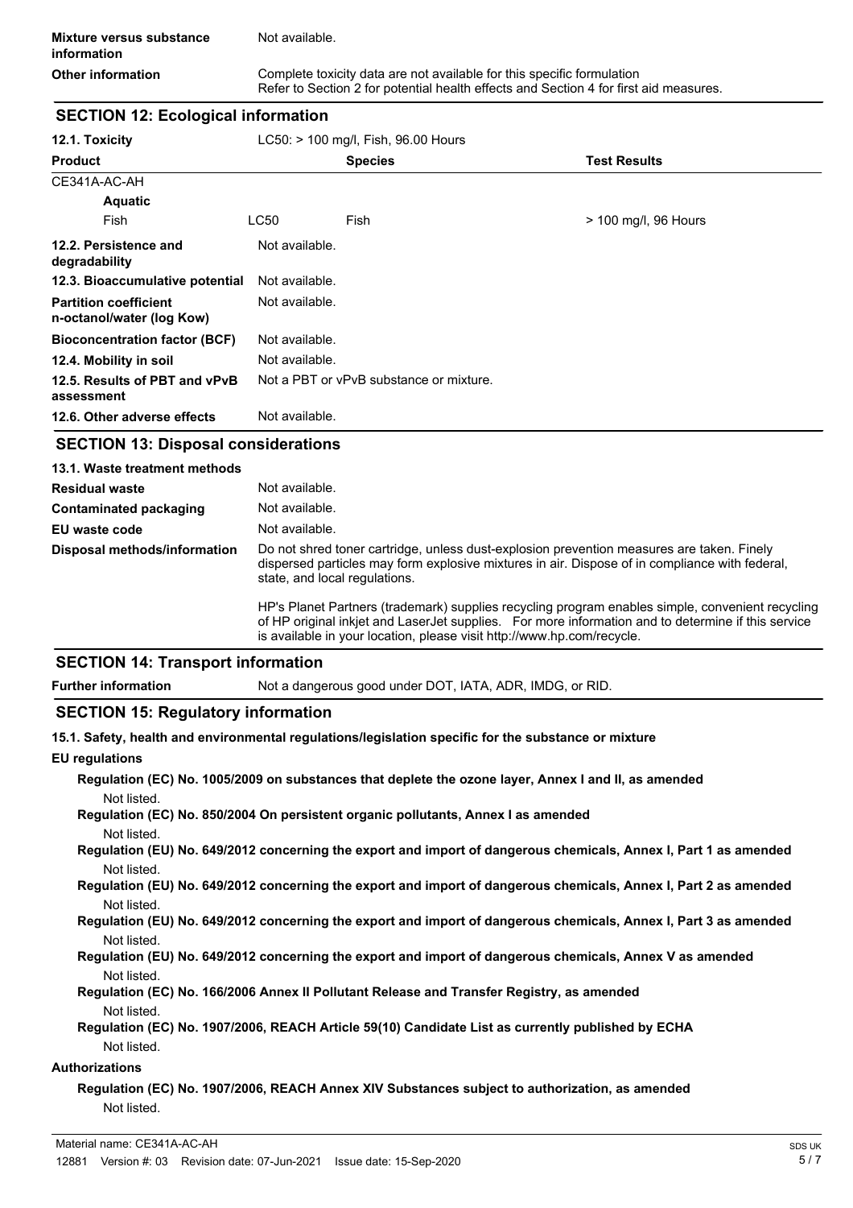| | |
|---|---|
| **Mixture versus substance information** | Not available. |
| **Other information** | Complete toxicity data are not available for this specific formulation<br>Refer to Section 2 for potential health effects and Section 4 for first aid measures. |

## SECTION 12: Ecological information

**12.1. Toxicity** LC50: > 100 mg/l, Fish, 96.00 Hours

| Product | | Species | Test Results |
|---|---|---|---|
| CE341A-AC-AH | | | |
| **Aquatic** | | | |
| Fish | LC50 | Fish | > 100 mg/l, 96 Hours |

| | |
|---|---|
| **12.2. Persistence and degradability** | Not available. |
| **12.3. Bioaccumulative potential** | Not available. |
| **Partition coefficient n-octanol/water (log Kow)** | Not available. |
| **Bioconcentration factor (BCF)** | Not available. |
| **12.4. Mobility in soil** | Not available. |
| **12.5. Results of PBT and vPvB assessment** | Not a PBT or vPvB substance or mixture. |
| **12.6. Other adverse effects** | Not available. |

## SECTION 13: Disposal considerations

**13.1. Waste treatment methods**

| | |
|---|---|
| **Residual waste** | Not available. |
| **Contaminated packaging** | Not available. |
| **EU waste code** | Not available. |
| **Disposal methods/information** | Do not shred toner cartridge, unless dust-explosion prevention measures are taken. Finely dispersed particles may form explosive mixtures in air. Dispose of in compliance with federal, state, and local regulations.<br><br>HP's Planet Partners (trademark) supplies recycling program enables simple, convenient recycling of HP original inkjet and LaserJet supplies. For more information and to determine if this service is available in your location, please visit http://www.hp.com/recycle. |

## SECTION 14: Transport information

**Further information** Not a dangerous good under DOT, IATA, ADR, IMDG, or RID.

## SECTION 15: Regulatory information

**15.1. Safety, health and environmental regulations/legislation specific for the substance or mixture**

**EU regulations**

**Regulation (EC) No. 1005/2009 on substances that deplete the ozone layer, Annex I and II, as amended**

Not listed.

**Regulation (EC) No. 850/2004 On persistent organic pollutants, Annex I as amended**

Not listed.

**Regulation (EU) No. 649/2012 concerning the export and import of dangerous chemicals, Annex I, Part 1 as amended**

Not listed.

**Regulation (EU) No. 649/2012 concerning the export and import of dangerous chemicals, Annex I, Part 2 as amended**

Not listed.

**Regulation (EU) No. 649/2012 concerning the export and import of dangerous chemicals, Annex I, Part 3 as amended**

Not listed.

**Regulation (EU) No. 649/2012 concerning the export and import of dangerous chemicals, Annex V as amended**

Not listed.

**Regulation (EC) No. 166/2006 Annex II Pollutant Release and Transfer Registry, as amended**

Not listed.

**Regulation (EC) No. 1907/2006, REACH Article 59(10) Candidate List as currently published by ECHA**

Not listed.

**Authorizations**

**Regulation (EC) No. 1907/2006, REACH Annex XIV Substances subject to authorization, as amended**

Not listed.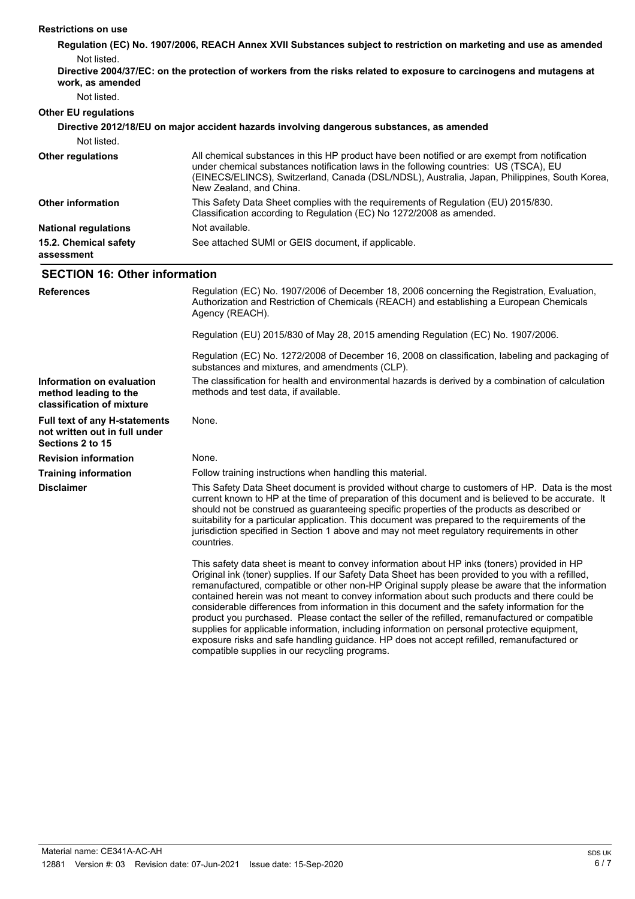**Restrictions on use**

**Regulation (EC) No. 1907/2006, REACH Annex XVII Substances subject to restriction on marketing and use as amended**

Not listed.

**Directive 2004/37/EC: on the protection of workers from the risks related to exposure to carcinogens and mutagens at work, as amended**

Not listed.

**Other EU regulations**

**Directive 2012/18/EU on major accident hazards involving dangerous substances, as amended**

Not listed.

| | |
|---|---|
| **Other regulations** | All chemical substances in this HP product have been notified or are exempt from notification under chemical substances notification laws in the following countries: US (TSCA), EU (EINECS/ELINCS), Switzerland, Canada (DSL/NDSL), Australia, Japan, Philippines, South Korea, New Zealand, and China. |
| **Other information** | This Safety Data Sheet complies with the requirements of Regulation (EU) 2015/830. Classification according to Regulation (EC) No 1272/2008 as amended. |
| **National regulations** | Not available. |
| **15.2. Chemical safety assessment** | See attached SUMI or GEIS document, if applicable. |

## SECTION 16: Other information

| | |
|---|---|
| **References** | Regulation (EC) No. 1907/2006 of December 18, 2006 concerning the Registration, Evaluation, Authorization and Restriction of Chemicals (REACH) and establishing a European Chemicals Agency (REACH).<br><br>Regulation (EU) 2015/830 of May 28, 2015 amending Regulation (EC) No. 1907/2006.<br><br>Regulation (EC) No. 1272/2008 of December 16, 2008 on classification, labeling and packaging of substances and mixtures, and amendments (CLP). |
| **Information on evaluation method leading to the classification of mixture** | The classification for health and environmental hazards is derived by a combination of calculation methods and test data, if available. |
| **Full text of any H-statements not written out in full under Sections 2 to 15** | None. |
| **Revision information** | None. |
| **Training information** | Follow training instructions when handling this material. |
| **Disclaimer** | This Safety Data Sheet document is provided without charge to customers of HP. Data is the most current known to HP at the time of preparation of this document and is believed to be accurate. It should not be construed as guaranteeing specific properties of the products as described or suitability for a particular application. This document was prepared to the requirements of the jurisdiction specified in Section 1 above and may not meet regulatory requirements in other countries.<br><br>This safety data sheet is meant to convey information about HP inks (toners) provided in HP Original ink (toner) supplies. If our Safety Data Sheet has been provided to you with a refilled, remanufactured, compatible or other non-HP Original supply please be aware that the information contained herein was not meant to convey information about such products and there could be considerable differences from information in this document and the safety information for the product you purchased. Please contact the seller of the refilled, remanufactured or compatible supplies for applicable information, including information on personal protective equipment, exposure risks and safe handling guidance. HP does not accept refilled, remanufactured or compatible supplies in our recycling programs. |

Material name: CE341A-AC-AH

12881 Version #: 03 Revision date: 07-Jun-2021 Issue date: 15-Sep-2020

SDS UK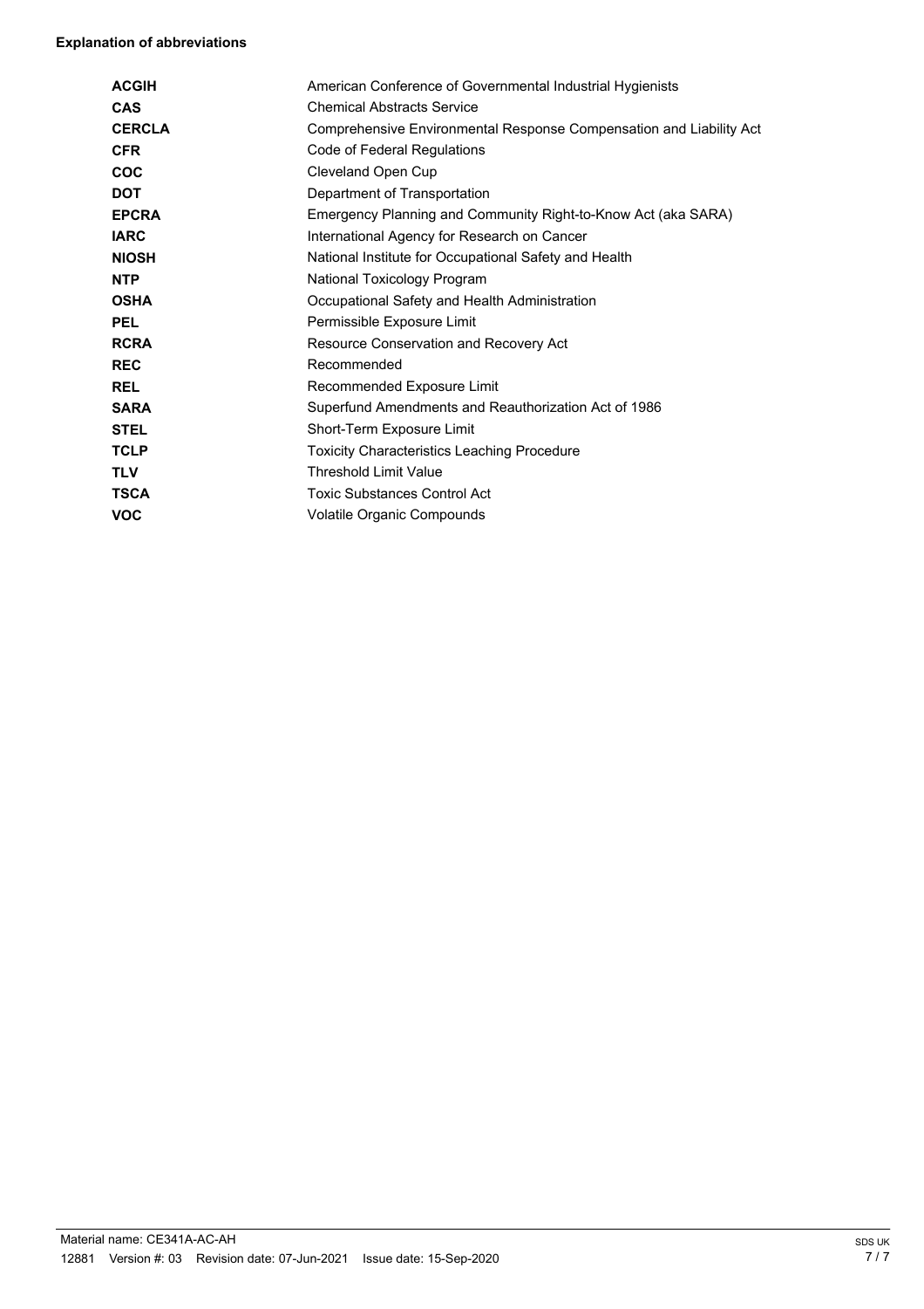**Explanation of abbreviations**

| | |
|---|---|
| **ACGIH** | American Conference of Governmental Industrial Hygienists |
| **CAS** | Chemical Abstracts Service |
| **CERCLA** | Comprehensive Environmental Response Compensation and Liability Act |
| **CFR** | Code of Federal Regulations |
| **COC** | Cleveland Open Cup |
| **DOT** | Department of Transportation |
| **EPCRA** | Emergency Planning and Community Right-to-Know Act (aka SARA) |
| **IARC** | International Agency for Research on Cancer |
| **NIOSH** | National Institute for Occupational Safety and Health |
| **NTP** | National Toxicology Program |
| **OSHA** | Occupational Safety and Health Administration |
| **PEL** | Permissible Exposure Limit |
| **RCRA** | Resource Conservation and Recovery Act |
| **REC** | Recommended |
| **REL** | Recommended Exposure Limit |
| **SARA** | Superfund Amendments and Reauthorization Act of 1986 |
| **STEL** | Short-Term Exposure Limit |
| **TCLP** | Toxicity Characteristics Leaching Procedure |
| **TLV** | Threshold Limit Value |
| **TSCA** | Toxic Substances Control Act |
| **VOC** | Volatile Organic Compounds |